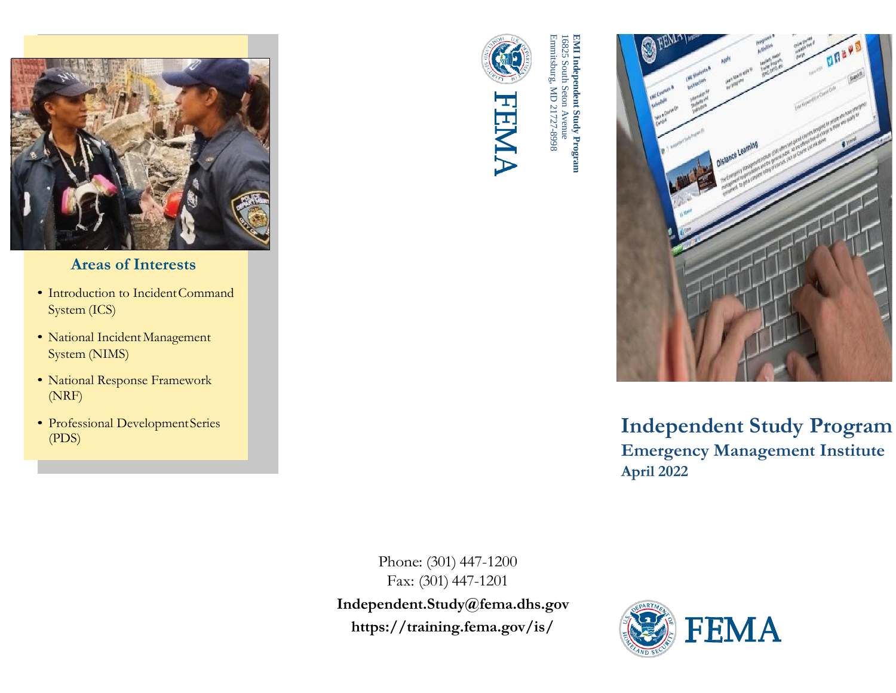## Areas of Interests

- Introduction to Incident Command System (ICS)
- National Incident Management System (NIMS)
- National Response Framework (NRF)
- Professional Development Series (PDS)

**EMI Independent Study Program**
16825 South Seton Avenue
Emmitsburg, MD 21727-8998

FEMA

Phone: (301) 447-1200
Fax: (301) 447-1201

**Independent.Study@fema.dhs.gov**

**https://training.fema.gov/is/**

# Independent Study Program

## Emergency Management Institute

### April 2022

FEMA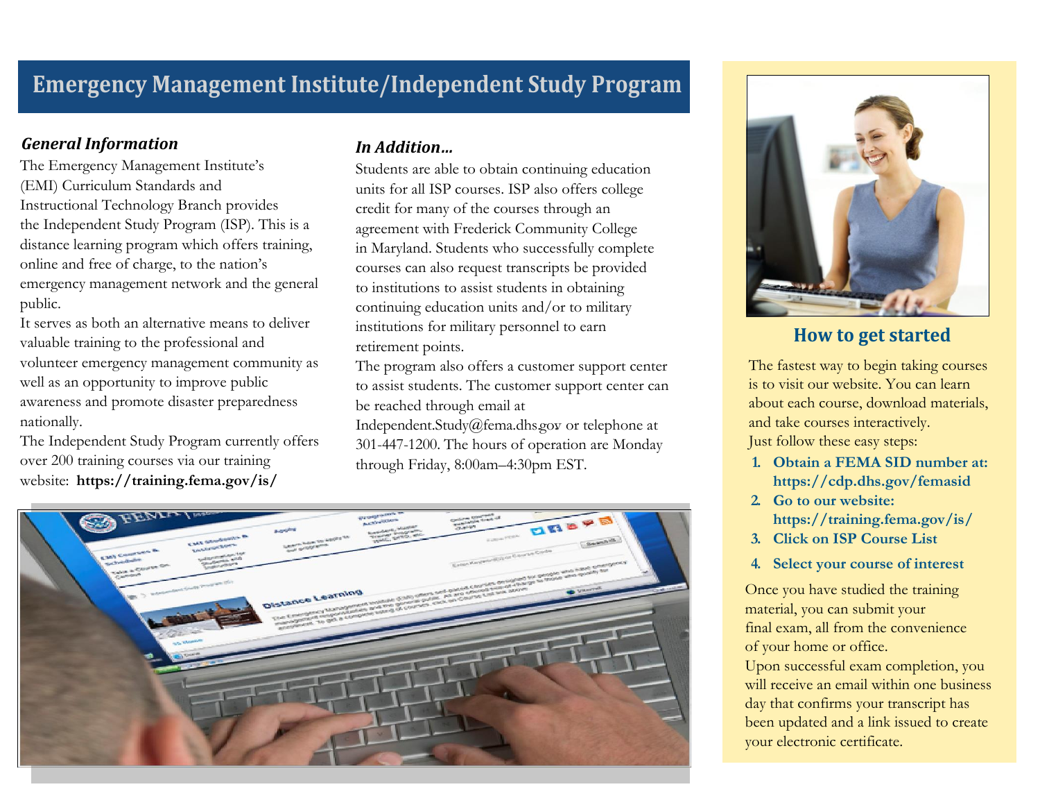# Emergency Management Institute/Independent Study Program

### *General Information*

The Emergency Management Institute's (EMI) Curriculum Standards and Instructional Technology Branch provides the Independent Study Program (ISP). This is a distance learning program which offers training, online and free of charge, to the nation's emergency management network and the general public.

It serves as both an alternative means to deliver valuable training to the professional and volunteer emergency management community as well as an opportunity to improve public awareness and promote disaster preparedness nationally.

The Independent Study Program currently offers over 200 training courses via our training website: **https://training.fema.gov/is/**

### *In Addition…*

Students are able to obtain continuing education units for all ISP courses. ISP also offers college credit for many of the courses through an agreement with Frederick Community College in Maryland. Students who successfully complete courses can also request transcripts be provided to institutions to assist students in obtaining continuing education units and/or to military institutions for military personnel to earn retirement points.

The program also offers a customer support center to assist students. The customer support center can be reached through email at Independent.Study@fema.dhs.gov or telephone at 301-447-1200. The hours of operation are Monday through Friday, 8:00am–4:30pm EST.

## How to get started

The fastest way to begin taking courses is to visit our website. You can learn about each course, download materials, and take courses interactively.

Just follow these easy steps:

1. **Obtain a FEMA SID number at: https://cdp.dhs.gov/femasid**
2. **Go to our website: https://training.fema.gov/is/**
3. **Click on ISP Course List**
4. **Select your course of interest**

Once you have studied the training material, you can submit your final exam, all from the convenience of your home or office.

Upon successful exam completion, you will receive an email within one business day that confirms your transcript has been updated and a link issued to create your electronic certificate.